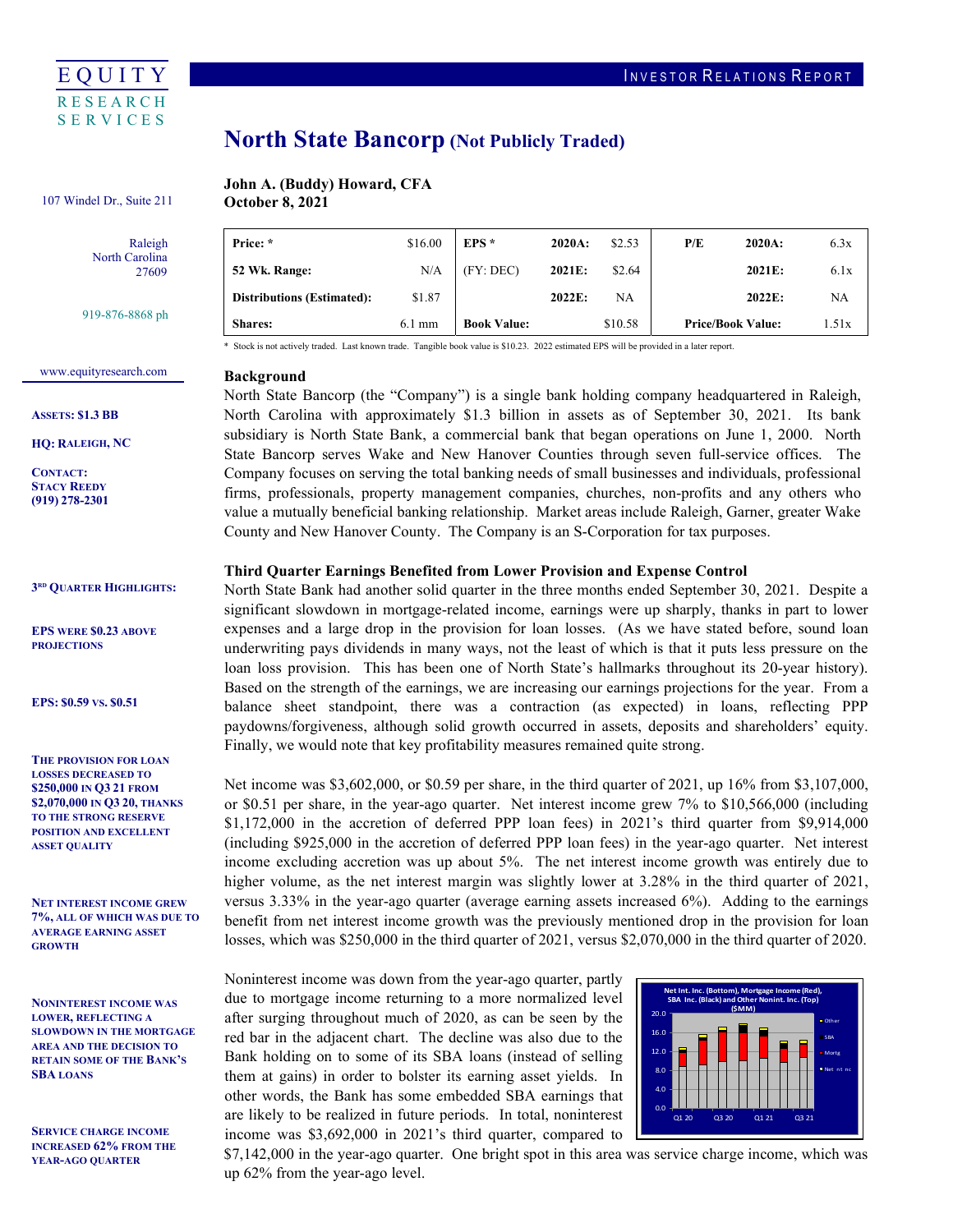EQUITY RESEARCH SERVICES

INVESTOR RELATIONS REPORT

# North State Bancorp (Not Publicly Traded)

**John A. (Buddy) Howard, CFA**
**October 8, 2021**

107 Windel Dr., Suite 211

Raleigh
North Carolina
27609

919-876-8868 ph

www.equityresearch.com

**ASSETS: $1.3 BB**

**HQ: RALEIGH, NC**

**CONTACT:**
**STACY REEDY**
**(919) 278-2301**

| Price: * | $16.00 | EPS * | 2020A: | $2.53 | P/E | 2020A: | 6.3x |
|---|---|---|---|---|---|---|---|
| 52 Wk. Range: | N/A | (FY: DEC) | 2021E: | $2.64 | | 2021E: | 6.1x |
| Distributions (Estimated): | $1.87 | | 2022E: | NA | | 2022E: | NA |
| Shares: | 6.1 mm | Book Value: | | $10.58 | Price/Book Value: | | 1.51x |

* Stock is not actively traded. Last known trade. Tangible book value is $10.23. 2022 estimated EPS will be provided in a later report.

## Background

North State Bancorp (the "Company") is a single bank holding company headquartered in Raleigh, North Carolina with approximately $1.3 billion in assets as of September 30, 2021. Its bank subsidiary is North State Bank, a commercial bank that began operations on June 1, 2000. North State Bancorp serves Wake and New Hanover Counties through seven full-service offices. The Company focuses on serving the total banking needs of small businesses and individuals, professional firms, professionals, property management companies, churches, non-profits and any others who value a mutually beneficial banking relationship. Market areas include Raleigh, Garner, greater Wake County and New Hanover County. The Company is an S-Corporation for tax purposes.

**3RD QUARTER HIGHLIGHTS:**

**EPS WERE $0.23 ABOVE PROJECTIONS**

**EPS: $0.59 VS. $0.51**

**THE PROVISION FOR LOAN LOSSES DECREASED TO $250,000 IN Q3 21 FROM $2,070,000 IN Q3 20, THANKS TO THE STRONG RESERVE POSITION AND EXCELLENT ASSET QUALITY**

**NET INTEREST INCOME GREW 7%, ALL OF WHICH WAS DUE TO AVERAGE EARNING ASSET GROWTH**

**NONINTEREST INCOME WAS LOWER, REFLECTING A SLOWDOWN IN THE MORTGAGE AREA AND THE DECISION TO RETAIN SOME OF THE BANK'S SBA LOANS**

**SERVICE CHARGE INCOME INCREASED 62% FROM THE YEAR-AGO QUARTER**

### Third Quarter Earnings Benefited from Lower Provision and Expense Control

North State Bank had another solid quarter in the three months ended September 30, 2021. Despite a significant slowdown in mortgage-related income, earnings were up sharply, thanks in part to lower expenses and a large drop in the provision for loan losses. (As we have stated before, sound loan underwriting pays dividends in many ways, not the least of which is that it puts less pressure on the loan loss provision. This has been one of North State's hallmarks throughout its 20-year history). Based on the strength of the earnings, we are increasing our earnings projections for the year. From a balance sheet standpoint, there was a contraction (as expected) in loans, reflecting PPP paydowns/forgiveness, although solid growth occurred in assets, deposits and shareholders' equity. Finally, we would note that key profitability measures remained quite strong.

Net income was $3,602,000, or $0.59 per share, in the third quarter of 2021, up 16% from $3,107,000, or $0.51 per share, in the year-ago quarter. Net interest income grew 7% to $10,566,000 (including $1,172,000 in the accretion of deferred PPP loan fees) in 2021's third quarter from $9,914,000 (including $925,000 in the accretion of deferred PPP loan fees) in the year-ago quarter. Net interest income excluding accretion was up about 5%. The net interest income growth was entirely due to higher volume, as the net interest margin was slightly lower at 3.28% in the third quarter of 2021, versus 3.33% in the year-ago quarter (average earning assets increased 6%). Adding to the earnings benefit from net interest income growth was the previously mentioned drop in the provision for loan losses, which was $250,000 in the third quarter of 2021, versus $2,070,000 in the third quarter of 2020.

Noninterest income was down from the year-ago quarter, partly due to mortgage income returning to a more normalized level after surging throughout much of 2020, as can be seen by the red bar in the adjacent chart. The decline was also due to the Bank holding on to some of its SBA loans (instead of selling them at gains) in order to bolster its earning asset yields. In other words, the Bank has some embedded SBA earnings that are likely to be realized in future periods. In total, noninterest income was $3,692,000 in 2021's third quarter, compared to $7,142,000 in the year-ago quarter. One bright spot in this area was service charge income, which was up 62% from the year-ago level.

Net Int. Inc. (Bottom), Mortgage Income (Red), SBA Inc. (Black) and Other Nonint. Inc. (Top) ($MM)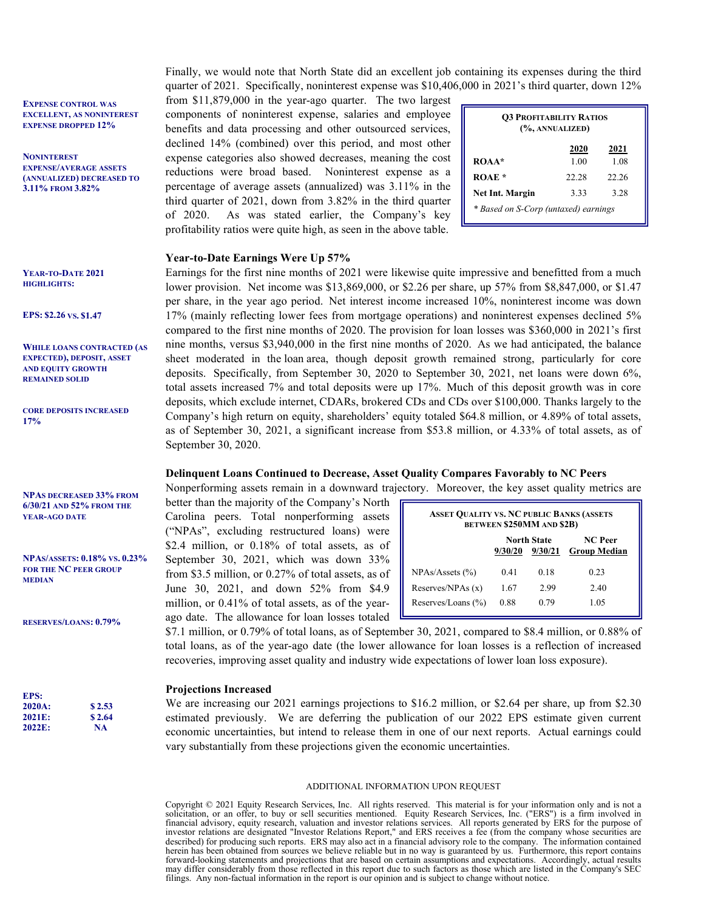**EXPENSE CONTROL WAS EXCELLENT, AS NONINTEREST EXPENSE DROPPED 12%**

**NONINTEREST EXPENSE/AVERAGE ASSETS (ANNUALIZED) DECREASED TO 3.11% FROM 3.82%**

Finally, we would note that North State did an excellent job containing its expenses during the third quarter of 2021. Specifically, noninterest expense was $10,406,000 in 2021's third quarter, down 12% from $11,879,000 in the year-ago quarter. The two largest components of noninterest expense, salaries and employee benefits and data processing and other outsourced services, declined 14% (combined) over this period, and most other expense categories also showed decreases, meaning the cost reductions were broad based. Noninterest expense as a percentage of average assets (annualized) was 3.11% in the third quarter of 2021, down from 3.82% in the third quarter of 2020. As was stated earlier, the Company's key profitability ratios were quite high, as seen in the above table.

**Q3 PROFITABILITY RATIOS (%, ANNUALIZED)**

| | 2020 | 2021 |
|---|---|---|
| **ROAA*** | 1.00 | 1.08 |
| **ROAE *** | 22.28 | 22.26 |
| **Net Int. Margin** | 3.33 | 3.28 |

*\* Based on S-Corp (untaxed) earnings*

### Year-to-Date Earnings Were Up 57%

**YEAR-TO-DATE 2021 HIGHLIGHTS:**

**EPS: $2.26 VS. $1.47**

**WHILE LOANS CONTRACTED (AS EXPECTED), DEPOSIT, ASSET AND EQUITY GROWTH REMAINED SOLID**

**CORE DEPOSITS INCREASED 17%**

Earnings for the first nine months of 2021 were likewise quite impressive and benefitted from a much lower provision. Net income was $13,869,000, or $2.26 per share, up 57% from $8,847,000, or $1.47 per share, in the year ago period. Net interest income increased 10%, noninterest income was down 17% (mainly reflecting lower fees from mortgage operations) and noninterest expenses declined 5% compared to the first nine months of 2020. The provision for loan losses was $360,000 in 2021's first nine months, versus $3,940,000 in the first nine months of 2020. As we had anticipated, the balance sheet moderated in the loan area, though deposit growth remained strong, particularly for core deposits. Specifically, from September 30, 2020 to September 30, 2021, net loans were down 6%, total assets increased 7% and total deposits were up 17%. Much of this deposit growth was in core deposits, which exclude internet, CDARs, brokered CDs and CDs over $100,000. Thanks largely to the Company's high return on equity, shareholders' equity totaled $64.8 million, or 4.89% of total assets, as of September 30, 2021, a significant increase from $53.8 million, or 4.33% of total assets, as of September 30, 2020.

### Delinquent Loans Continued to Decrease, Asset Quality Compares Favorably to NC Peers

**NPAS DECREASED 33% FROM 6/30/21 AND 52% FROM THE YEAR-AGO DATE**

**NPAS/ASSETS: 0.18% VS. 0.23% FOR THE NC PEER GROUP MEDIAN**

**RESERVES/LOANS: 0.79%**

Nonperforming assets remain in a downward trajectory. Moreover, the key asset quality metrics are better than the majority of the Company's North Carolina peers. Total nonperforming assets ("NPAs", excluding restructured loans) were $2.4 million, or 0.18% of total assets, as of September 30, 2021, which was down 33% from $3.5 million, or 0.27% of total assets, as of June 30, 2021, and down 52% from $4.9 million, or 0.41% of total assets, as of the year-ago date. The allowance for loan losses totaled $7.1 million, or 0.79% of total loans, as of September 30, 2021, compared to $8.4 million, or 0.88% of total loans, as of the year-ago date (the lower allowance for loan losses is a reflection of increased recoveries, improving asset quality and industry wide expectations of lower loan loss exposure).

**ASSET QUALITY VS. NC PUBLIC BANKS (ASSETS BETWEEN $250MM AND $2B)**

| | North State | | NC Peer |
|---|---|---|---|
| | 9/30/20 | 9/30/21 | Group Median |
| NPAs/Assets (%) | 0.41 | 0.18 | 0.23 |
| Reserves/NPAs (x) | 1.67 | 2.99 | 2.40 |
| Reserves/Loans (%) | 0.88 | 0.79 | 1.05 |

### Projections Increased

| | |
|---|---|
| **EPS:** | |
| **2020A:** | **$ 2.53** |
| **2021E:** | **$ 2.64** |
| **2022E:** | **NA** |

We are increasing our 2021 earnings projections to $16.2 million, or $2.64 per share, up from $2.30 estimated previously. We are deferring the publication of our 2022 EPS estimate given current economic uncertainties, but intend to release them in one of our next reports. Actual earnings could vary substantially from these projections given the economic uncertainties.

ADDITIONAL INFORMATION UPON REQUEST

Copyright © 2021 Equity Research Services, Inc. All rights reserved. This material is for your information only and is not a solicitation, or an offer, to buy or sell securities mentioned. Equity Research Services, Inc. ("ERS") is a firm involved in financial advisory, equity research, valuation and investor relations services. All reports generated by ERS for the purpose of investor relations are designated "Investor Relations Report," and ERS receives a fee (from the company whose securities are described) for producing such reports. ERS may also act in a financial advisory role to the company. The information contained herein has been obtained from sources we believe reliable but in no way is guaranteed by us. Furthermore, this report contains forward-looking statements and projections that are based on certain assumptions and expectations. Accordingly, actual results may differ considerably from those reflected in this report due to such factors as those which are listed in the Company's SEC filings. Any non-factual information in the report is our opinion and is subject to change without notice.